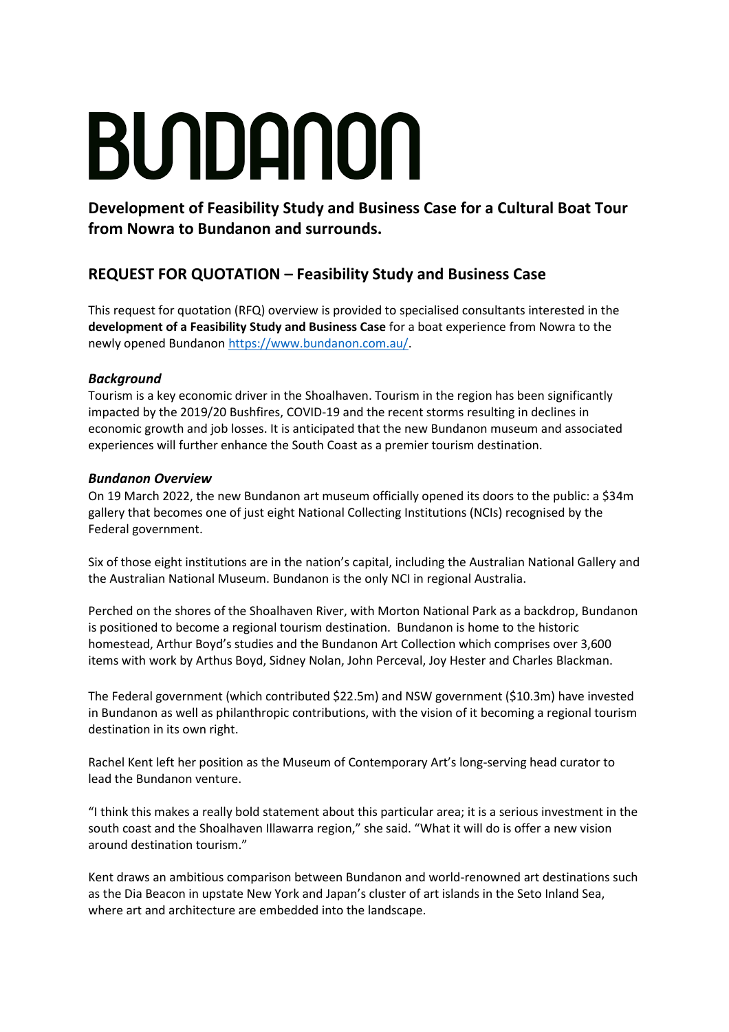# BUNDANON

**Development of Feasibility Study and Business Case for a Cultural Boat Tour from Nowra to Bundanon and surrounds.**

## REQUEST FOR QUOTATION – Feasibility Study and Business Case

This request for quotation (RFQ) overview is provided to specialised consultants interested in the **development of a Feasibility Study and Business Case** for a boat experience from Nowra to the newly opened Bundanon https://www.bundanon.com.au/.

### *Background*

Tourism is a key economic driver in the Shoalhaven. Tourism in the region has been significantly impacted by the 2019/20 Bushfires, COVID-19 and the recent storms resulting in declines in economic growth and job losses. It is anticipated that the new Bundanon museum and associated experiences will further enhance the South Coast as a premier tourism destination.

### *Bundanon Overview*

On 19 March 2022, the new Bundanon art museum officially opened its doors to the public: a $34m gallery that becomes one of just eight National Collecting Institutions (NCIs) recognised by the Federal government.

Six of those eight institutions are in the nation's capital, including the Australian National Gallery and the Australian National Museum. Bundanon is the only NCI in regional Australia.

Perched on the shores of the Shoalhaven River, with Morton National Park as a backdrop, Bundanon is positioned to become a regional tourism destination. Bundanon is home to the historic homestead, Arthur Boyd's studies and the Bundanon Art Collection which comprises over 3,600 items with work by Arthus Boyd, Sidney Nolan, John Perceval, Joy Hester and Charles Blackman.

The Federal government (which contributed $22.5m) and NSW government ($10.3m) have invested in Bundanon as well as philanthropic contributions, with the vision of it becoming a regional tourism destination in its own right.

Rachel Kent left her position as the Museum of Contemporary Art's long-serving head curator to lead the Bundanon venture.

"I think this makes a really bold statement about this particular area; it is a serious investment in the south coast and the Shoalhaven Illawarra region," she said. "What it will do is offer a new vision around destination tourism."

Kent draws an ambitious comparison between Bundanon and world-renowned art destinations such as the Dia Beacon in upstate New York and Japan's cluster of art islands in the Seto Inland Sea, where art and architecture are embedded into the landscape.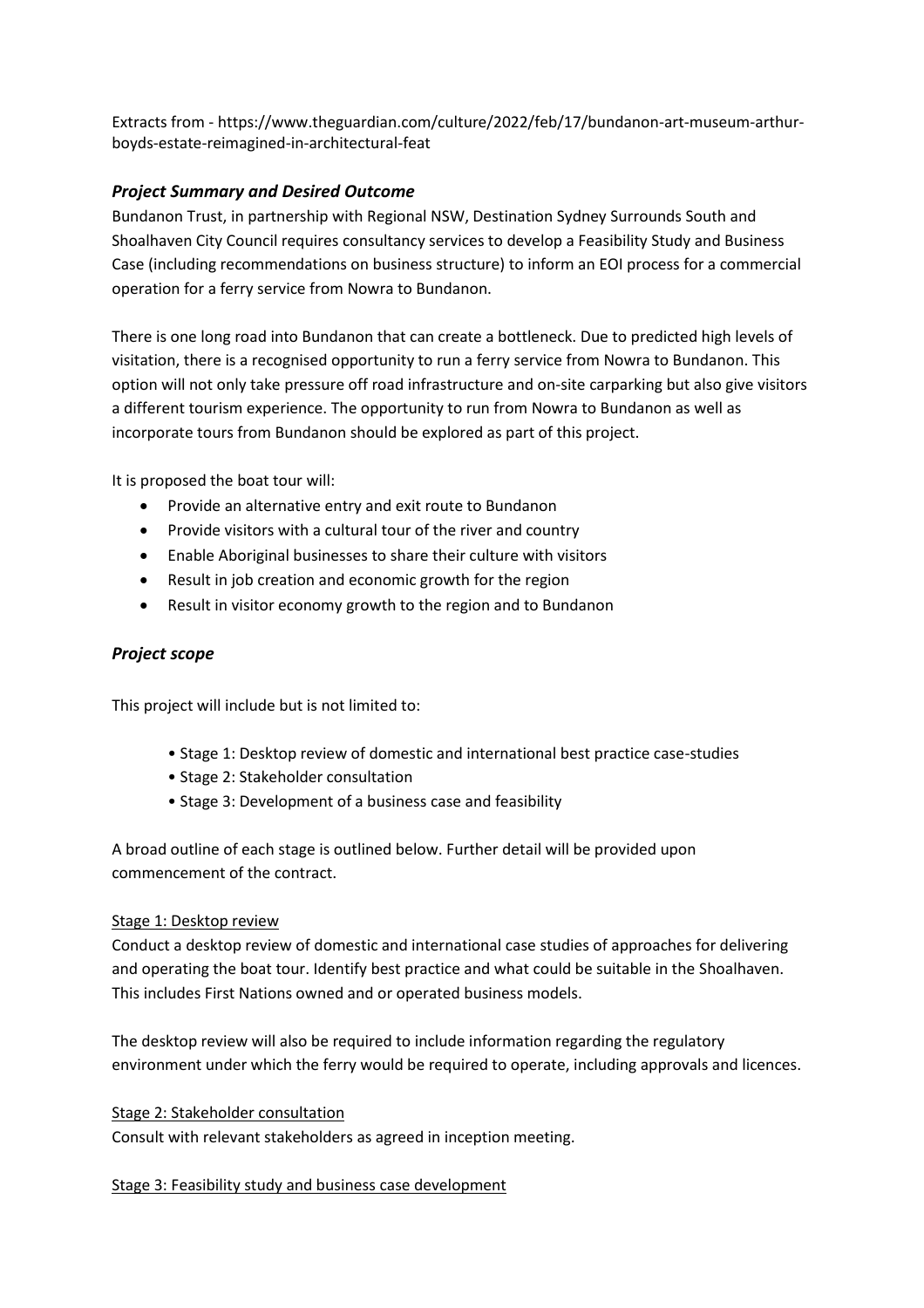Extracts from - https://www.theguardian.com/culture/2022/feb/17/bundanon-art-museum-arthur-boyds-estate-reimagined-in-architectural-feat

### *Project Summary and Desired Outcome*

Bundanon Trust, in partnership with Regional NSW, Destination Sydney Surrounds South and Shoalhaven City Council requires consultancy services to develop a Feasibility Study and Business Case (including recommendations on business structure) to inform an EOI process for a commercial operation for a ferry service from Nowra to Bundanon.

There is one long road into Bundanon that can create a bottleneck. Due to predicted high levels of visitation, there is a recognised opportunity to run a ferry service from Nowra to Bundanon. This option will not only take pressure off road infrastructure and on-site carparking but also give visitors a different tourism experience. The opportunity to run from Nowra to Bundanon as well as incorporate tours from Bundanon should be explored as part of this project.

It is proposed the boat tour will:

- Provide an alternative entry and exit route to Bundanon
- Provide visitors with a cultural tour of the river and country
- Enable Aboriginal businesses to share their culture with visitors
- Result in job creation and economic growth for the region
- Result in visitor economy growth to the region and to Bundanon

### *Project scope*

This project will include but is not limited to:

- Stage 1: Desktop review of domestic and international best practice case-studies
- Stage 2: Stakeholder consultation
- Stage 3: Development of a business case and feasibility

A broad outline of each stage is outlined below. Further detail will be provided upon commencement of the contract.

Stage 1: Desktop review

Conduct a desktop review of domestic and international case studies of approaches for delivering and operating the boat tour. Identify best practice and what could be suitable in the Shoalhaven. This includes First Nations owned and or operated business models.

The desktop review will also be required to include information regarding the regulatory environment under which the ferry would be required to operate, including approvals and licences.

Stage 2: Stakeholder consultation

Consult with relevant stakeholders as agreed in inception meeting.

Stage 3: Feasibility study and business case development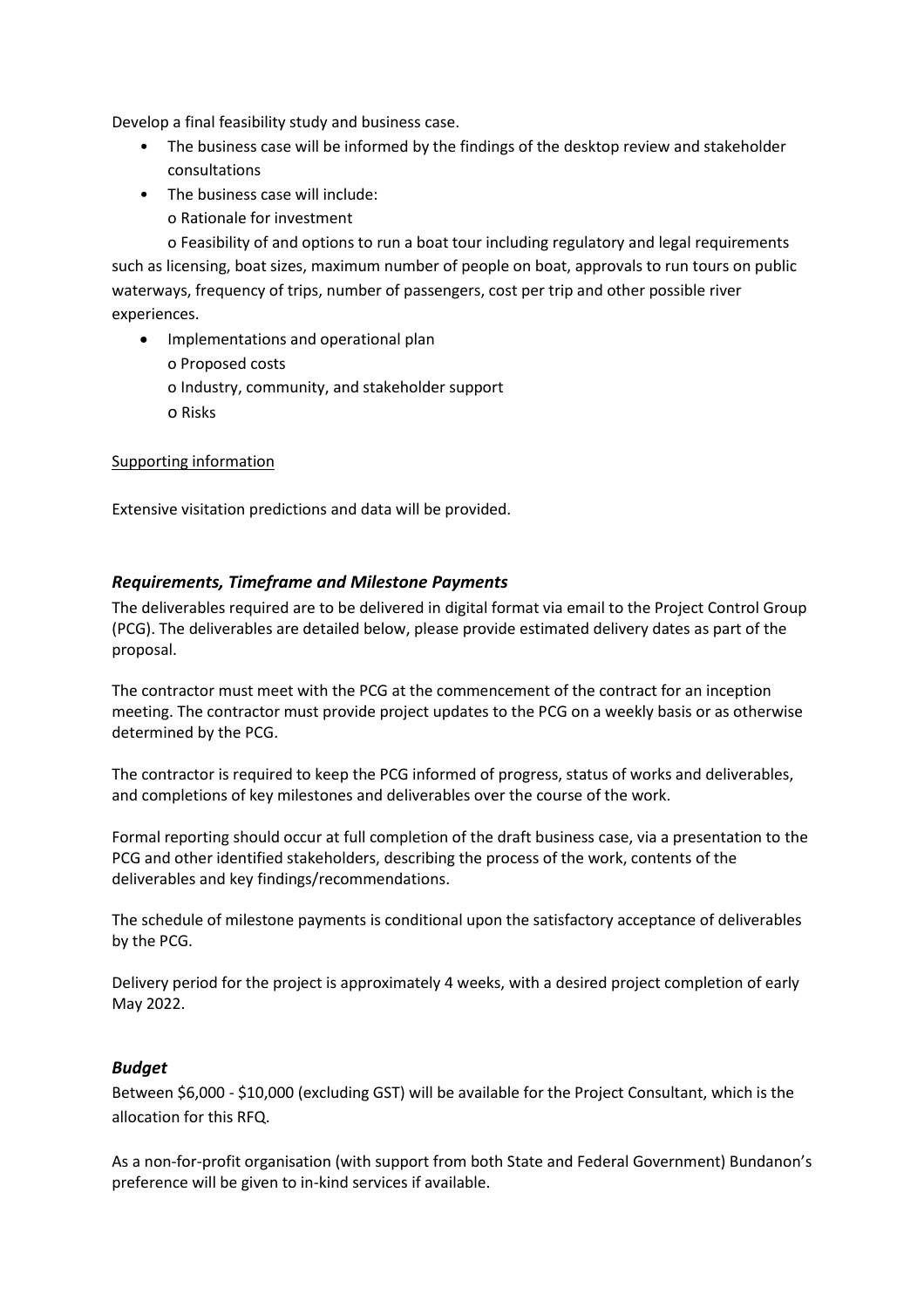Develop a final feasibility study and business case.

- The business case will be informed by the findings of the desktop review and stakeholder consultations
- The business case will include:
  - o Rationale for investment
  - o Feasibility of and options to run a boat tour including regulatory and legal requirements such as licensing, boat sizes, maximum number of people on boat, approvals to run tours on public waterways, frequency of trips, number of passengers, cost per trip and other possible river experiences.
- Implementations and operational plan
  - o Proposed costs
  - o Industry, community, and stakeholder support
  - o Risks

Supporting information

Extensive visitation predictions and data will be provided.

### *Requirements, Timeframe and Milestone Payments*

The deliverables required are to be delivered in digital format via email to the Project Control Group (PCG). The deliverables are detailed below, please provide estimated delivery dates as part of the proposal.

The contractor must meet with the PCG at the commencement of the contract for an inception meeting. The contractor must provide project updates to the PCG on a weekly basis or as otherwise determined by the PCG.

The contractor is required to keep the PCG informed of progress, status of works and deliverables, and completions of key milestones and deliverables over the course of the work.

Formal reporting should occur at full completion of the draft business case, via a presentation to the PCG and other identified stakeholders, describing the process of the work, contents of the deliverables and key findings/recommendations.

The schedule of milestone payments is conditional upon the satisfactory acceptance of deliverables by the PCG.

Delivery period for the project is approximately 4 weeks, with a desired project completion of early May 2022.

### *Budget*

Between $6,000 - $10,000 (excluding GST) will be available for the Project Consultant, which is the allocation for this RFQ.

As a non-for-profit organisation (with support from both State and Federal Government) Bundanon's preference will be given to in-kind services if available.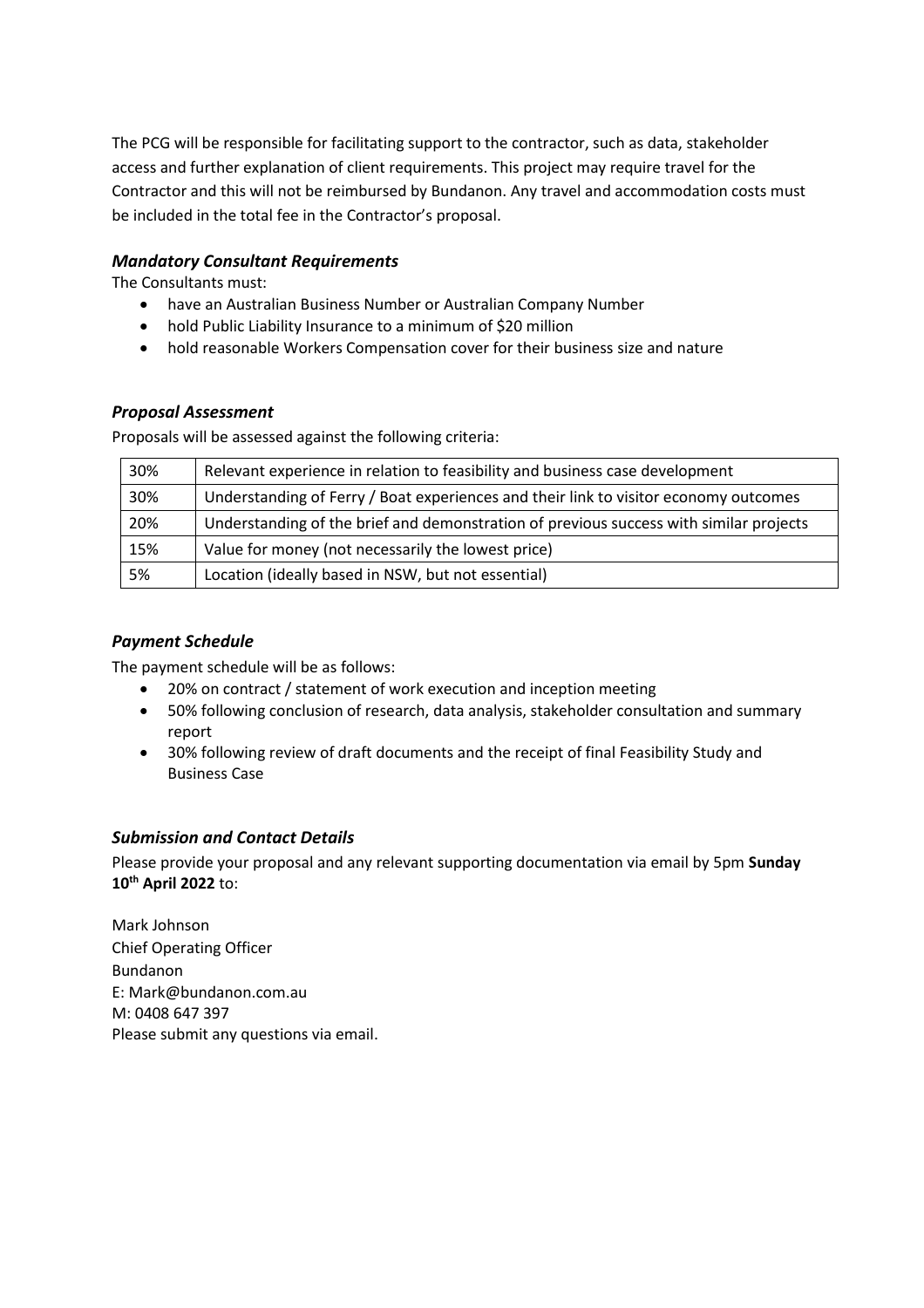The PCG will be responsible for facilitating support to the contractor, such as data, stakeholder access and further explanation of client requirements. This project may require travel for the Contractor and this will not be reimbursed by Bundanon. Any travel and accommodation costs must be included in the total fee in the Contractor's proposal.

### *Mandatory Consultant Requirements*

The Consultants must:

- have an Australian Business Number or Australian Company Number
- hold Public Liability Insurance to a minimum of $20 million
- hold reasonable Workers Compensation cover for their business size and nature

### *Proposal Assessment*

Proposals will be assessed against the following criteria:

| | |
|---|---|
| 30% | Relevant experience in relation to feasibility and business case development |
| 30% | Understanding of Ferry / Boat experiences and their link to visitor economy outcomes |
| 20% | Understanding of the brief and demonstration of previous success with similar projects |
| 15% | Value for money (not necessarily the lowest price) |
| 5% | Location (ideally based in NSW, but not essential) |

### *Payment Schedule*

The payment schedule will be as follows:

- 20% on contract / statement of work execution and inception meeting
- 50% following conclusion of research, data analysis, stakeholder consultation and summary report
- 30% following review of draft documents and the receipt of final Feasibility Study and Business Case

### *Submission and Contact Details*

Please provide your proposal and any relevant supporting documentation via email by 5pm **Sunday 10th April 2022** to:

Mark Johnson
Chief Operating Officer
Bundanon
E: Mark@bundanon.com.au
M: 0408 647 397
Please submit any questions via email.